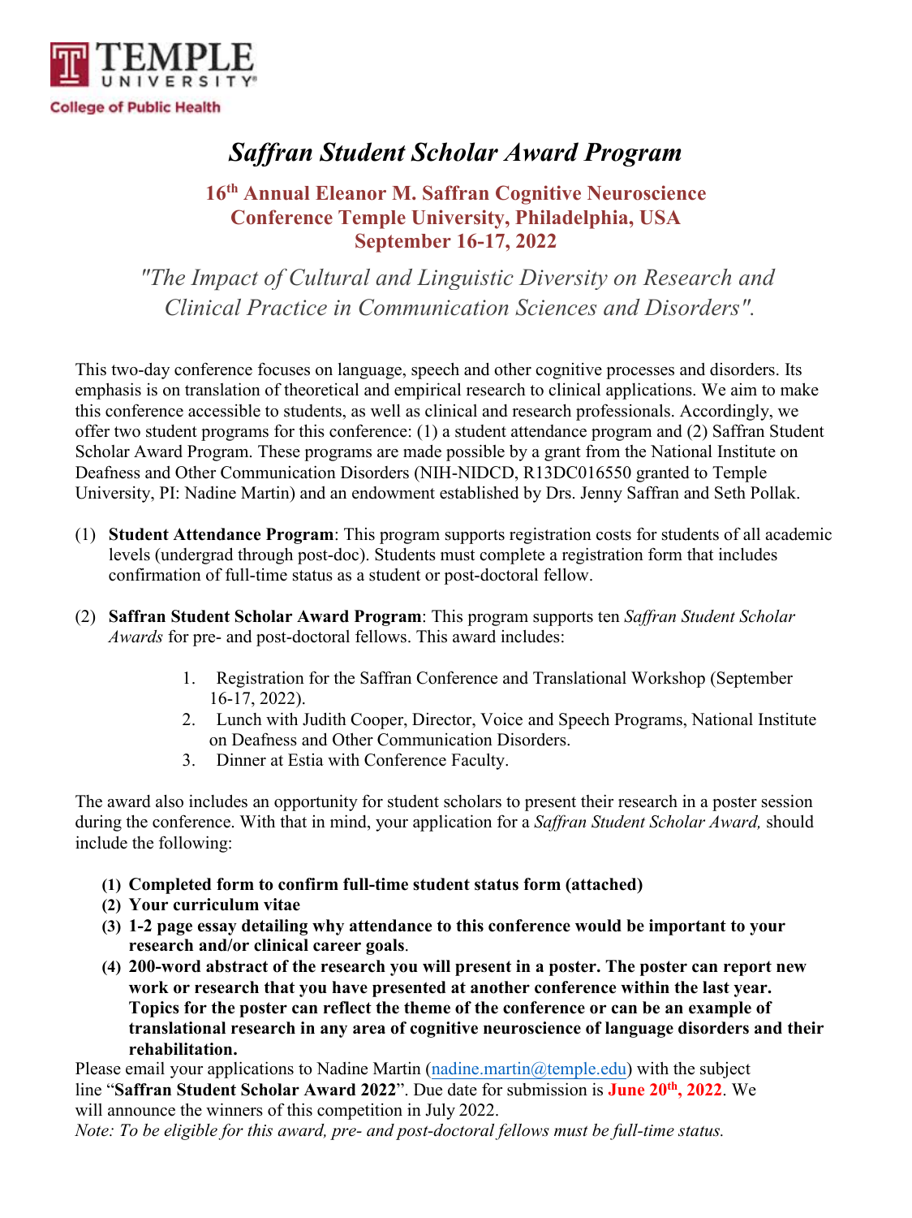Temple University College of Public Health

# *Saffran Student Scholar Award Program*

## 16th Annual Eleanor M. Saffran Cognitive Neuroscience Conference Temple University, Philadelphia, USA September 16-17, 2022

*"The Impact of Cultural and Linguistic Diversity on Research and Clinical Practice in Communication Sciences and Disorders".*

This two-day conference focuses on language, speech and other cognitive processes and disorders. Its emphasis is on translation of theoretical and empirical research to clinical applications. We aim to make this conference accessible to students, as well as clinical and research professionals. Accordingly, we offer two student programs for this conference: (1) a student attendance program and (2) Saffran Student Scholar Award Program. These programs are made possible by a grant from the National Institute on Deafness and Other Communication Disorders (NIH-NIDCD, R13DC016550 granted to Temple University, PI: Nadine Martin) and an endowment established by Drs. Jenny Saffran and Seth Pollak.

(1) **Student Attendance Program**: This program supports registration costs for students of all academic levels (undergrad through post-doc). Students must complete a registration form that includes confirmation of full-time status as a student or post-doctoral fellow.

(2) **Saffran Student Scholar Award Program**: This program supports ten *Saffran Student Scholar Awards* for pre- and post-doctoral fellows. This award includes:

1. Registration for the Saffran Conference and Translational Workshop (September 16-17, 2022).
2. Lunch with Judith Cooper, Director, Voice and Speech Programs, National Institute on Deafness and Other Communication Disorders.
3. Dinner at Estia with Conference Faculty.

The award also includes an opportunity for student scholars to present their research in a poster session during the conference. With that in mind, your application for a *Saffran Student Scholar Award,* should include the following:

**(1) Completed form to confirm full-time student status form (attached)**
**(2) Your curriculum vitae**
**(3) 1-2 page essay detailing why attendance to this conference would be important to your research and/or clinical career goals**.
**(4) 200-word abstract of the research you will present in a poster. The poster can report new work or research that you have presented at another conference within the last year. Topics for the poster can reflect the theme of the conference or can be an example of translational research in any area of cognitive neuroscience of language disorders and their rehabilitation.**

Please email your applications to Nadine Martin (nadine.martin@temple.edu) with the subject line "**Saffran Student Scholar Award 2022**". Due date for submission is **June 20th, 2022**. We will announce the winners of this competition in July 2022.

*Note: To be eligible for this award, pre- and post-doctoral fellows must be full-time status.*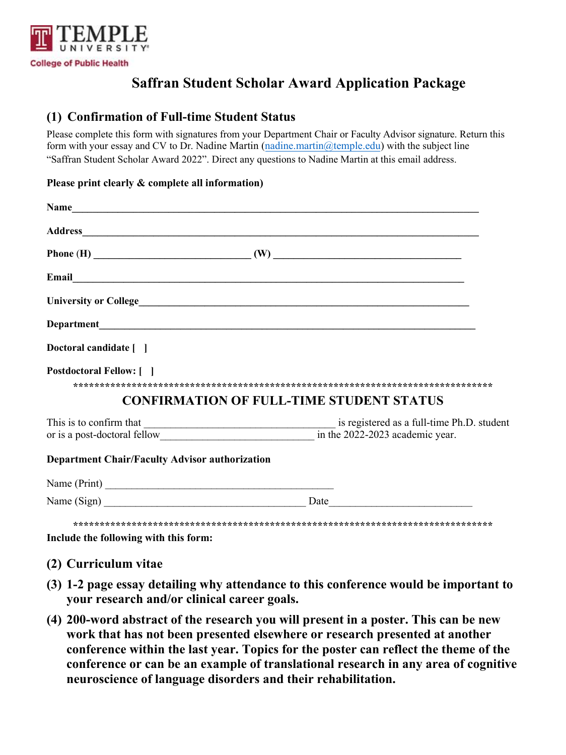TEMPLE UNIVERSITY

College of Public Health

# Saffran Student Scholar Award Application Package

## (1) Confirmation of Full-time Student Status

Please complete this form with signatures from your Department Chair or Faculty Advisor signature. Return this form with your essay and CV to Dr. Nadine Martin (nadine.martin@temple.edu) with the subject line "Saffran Student Scholar Award 2022". Direct any questions to Nadine Martin at this email address.

**Please print clearly & complete all information)**

**Name**_______________________________________________________________________________

**Address**_____________________________________________________________________________

**Phone (H)** ______________________________ **(W)** ____________________________________

**Email**_______________________________________________________________________________

**University or College**_________________________________________________________________

**Department**__________________________________________________________________________

**Doctoral candidate [ ]**

**Postdoctoral Fellow: [ ]**

************************************************************************************

### CONFIRMATION OF FULL-TIME STUDENT STATUS

This is to confirm that ____________________________________ is registered as a full-time Ph.D. student or is a post-doctoral fellow_____________________________ in the 2022-2023 academic year.

**Department Chair/Faculty Advisor authorization**

Name (Print) ____________________________________________

Name (Sign) ______________________________________ Date__________________________

************************************************************************************

**Include the following with this form:**

## (2) Curriculum vitae

## (3) 1-2 page essay detailing why attendance to this conference would be important to your research and/or clinical career goals.

## (4) 200-word abstract of the research you will present in a poster. This can be new work that has not been presented elsewhere or research presented at another conference within the last year. Topics for the poster can reflect the theme of the conference or can be an example of translational research in any area of cognitive neuroscience of language disorders and their rehabilitation.